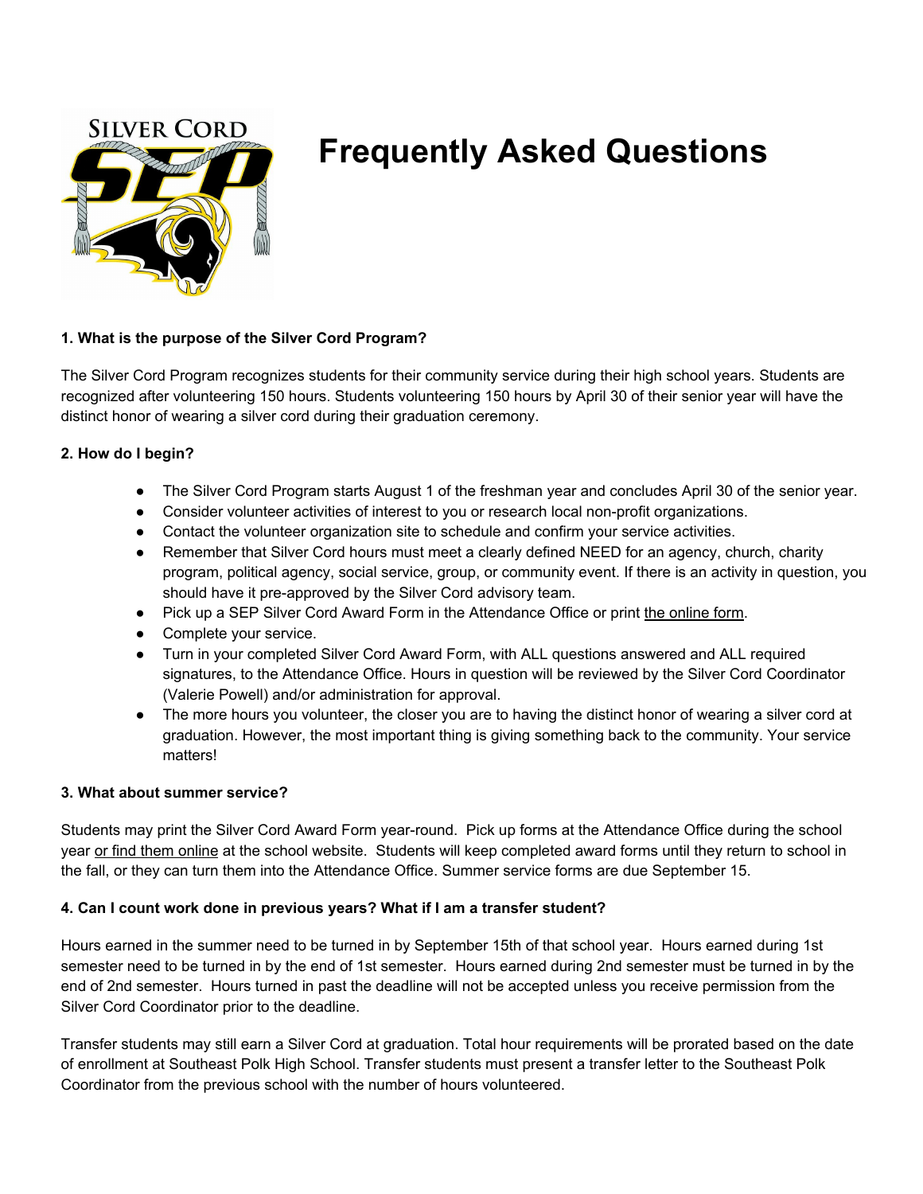# Frequently Asked Questions

**1. What is the purpose of the Silver Cord Program?**

The Silver Cord Program recognizes students for their community service during their high school years. Students are recognized after volunteering 150 hours. Students volunteering 150 hours by April 30 of their senior year will have the distinct honor of wearing a silver cord during their graduation ceremony.

**2. How do I begin?**

- The Silver Cord Program starts August 1 of the freshman year and concludes April 30 of the senior year.
- Consider volunteer activities of interest to you or research local non-profit organizations.
- Contact the volunteer organization site to schedule and confirm your service activities.
- Remember that Silver Cord hours must meet a clearly defined NEED for an agency, church, charity program, political agency, social service, group, or community event. If there is an activity in question, you should have it pre-approved by the Silver Cord advisory team.
- Pick up a SEP Silver Cord Award Form in the Attendance Office or print the online form.
- Complete your service.
- Turn in your completed Silver Cord Award Form, with ALL questions answered and ALL required signatures, to the Attendance Office. Hours in question will be reviewed by the Silver Cord Coordinator (Valerie Powell) and/or administration for approval.
- The more hours you volunteer, the closer you are to having the distinct honor of wearing a silver cord at graduation. However, the most important thing is giving something back to the community. Your service matters!

**3. What about summer service?**

Students may print the Silver Cord Award Form year-round. Pick up forms at the Attendance Office during the school year or find them online at the school website. Students will keep completed award forms until they return to school in the fall, or they can turn them into the Attendance Office. Summer service forms are due September 15.

**4. Can I count work done in previous years? What if I am a transfer student?**

Hours earned in the summer need to be turned in by September 15th of that school year. Hours earned during 1st semester need to be turned in by the end of 1st semester. Hours earned during 2nd semester must be turned in by the end of 2nd semester. Hours turned in past the deadline will not be accepted unless you receive permission from the Silver Cord Coordinator prior to the deadline.

Transfer students may still earn a Silver Cord at graduation. Total hour requirements will be prorated based on the date of enrollment at Southeast Polk High School. Transfer students must present a transfer letter to the Southeast Polk Coordinator from the previous school with the number of hours volunteered.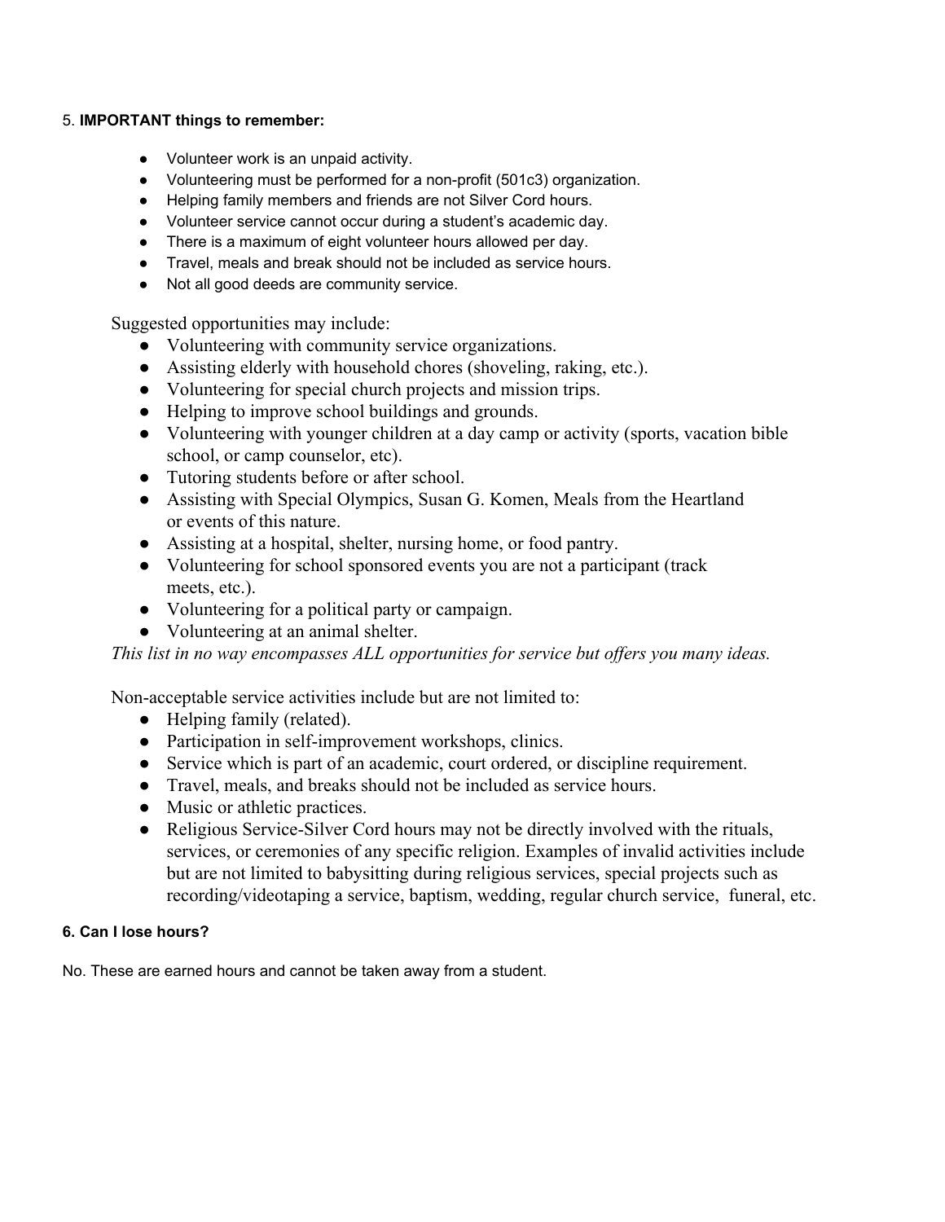5. **IMPORTANT things to remember:**

- Volunteer work is an unpaid activity.
- Volunteering must be performed for a non-profit (501c3) organization.
- Helping family members and friends are not Silver Cord hours.
- Volunteer service cannot occur during a student's academic day.
- There is a maximum of eight volunteer hours allowed per day.
- Travel, meals and break should not be included as service hours.
- Not all good deeds are community service.

Suggested opportunities may include:

- Volunteering with community service organizations.
- Assisting elderly with household chores (shoveling, raking, etc.).
- Volunteering for special church projects and mission trips.
- Helping to improve school buildings and grounds.
- Volunteering with younger children at a day camp or activity (sports, vacation bible school, or camp counselor, etc).
- Tutoring students before or after school.
- Assisting with Special Olympics, Susan G. Komen, Meals from the Heartland or events of this nature.
- Assisting at a hospital, shelter, nursing home, or food pantry.
- Volunteering for school sponsored events you are not a participant (track meets, etc.).
- Volunteering for a political party or campaign.
- Volunteering at an animal shelter.

*This list in no way encompasses ALL opportunities for service but offers you many ideas.*

Non-acceptable service activities include but are not limited to:

- Helping family (related).
- Participation in self-improvement workshops, clinics.
- Service which is part of an academic, court ordered, or discipline requirement.
- Travel, meals, and breaks should not be included as service hours.
- Music or athletic practices.
- Religious Service-Silver Cord hours may not be directly involved with the rituals, services, or ceremonies of any specific religion. Examples of invalid activities include but are not limited to babysitting during religious services, special projects such as recording/videotaping a service, baptism, wedding, regular church service, funeral, etc.

**6. Can I lose hours?**

No. These are earned hours and cannot be taken away from a student.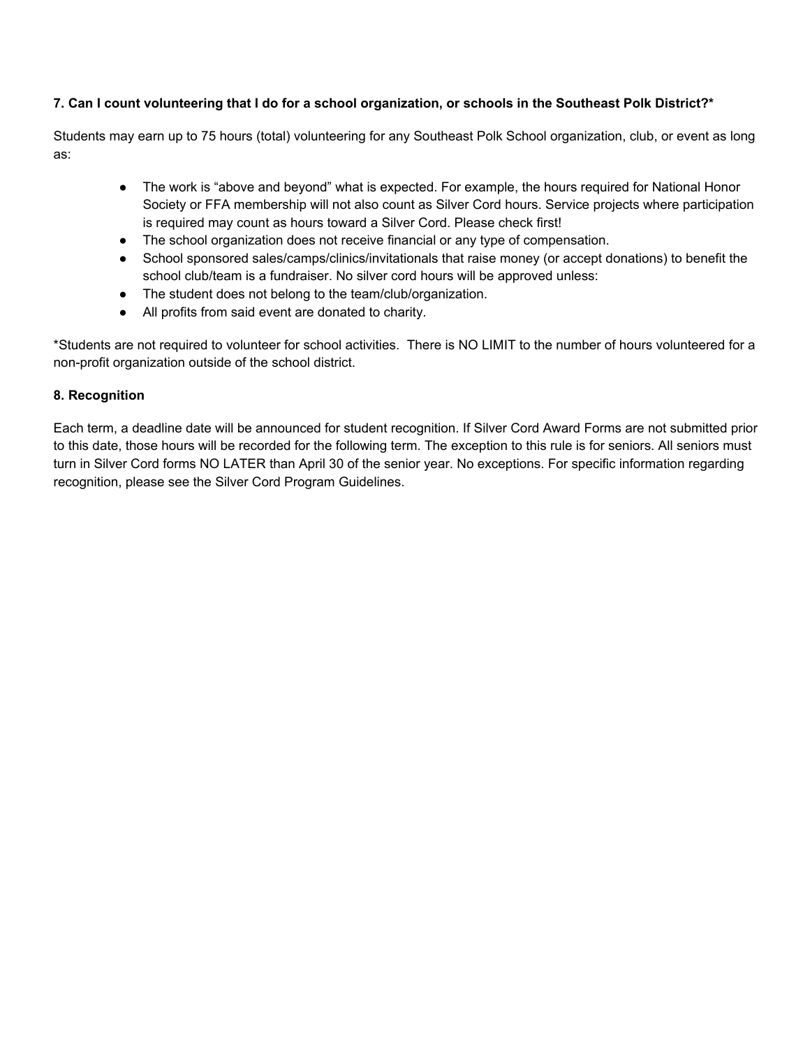**7. Can I count volunteering that I do for a school organization, or schools in the Southeast Polk District?***

Students may earn up to 75 hours (total) volunteering for any Southeast Polk School organization, club, or event as long as:

- The work is "above and beyond" what is expected. For example, the hours required for National Honor Society or FFA membership will not also count as Silver Cord hours. Service projects where participation is required may count as hours toward a Silver Cord. Please check first!
- The school organization does not receive financial or any type of compensation.
- School sponsored sales/camps/clinics/invitationals that raise money (or accept donations) to benefit the school club/team is a fundraiser. No silver cord hours will be approved unless:
- The student does not belong to the team/club/organization.
- All profits from said event are donated to charity.

*Students are not required to volunteer for school activities. There is NO LIMIT to the number of hours volunteered for a non-profit organization outside of the school district.

**8. Recognition**

Each term, a deadline date will be announced for student recognition. If Silver Cord Award Forms are not submitted prior to this date, those hours will be recorded for the following term. The exception to this rule is for seniors. All seniors must turn in Silver Cord forms NO LATER than April 30 of the senior year. No exceptions. For specific information regarding recognition, please see the Silver Cord Program Guidelines.